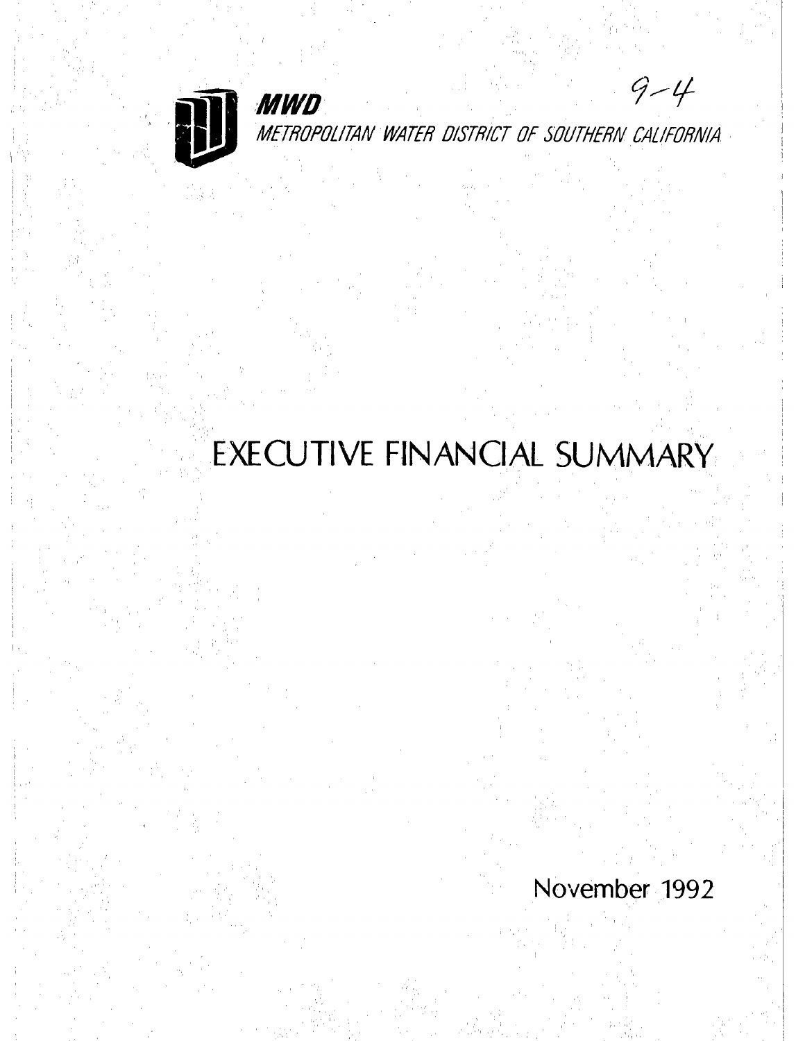**MWD** 9-4

*METROPOLITAN WATER DISTRICT OF SOUTHERN CALIFORNIA*

# EXECUTIVE FINANCIAL SUMMARY

November 1992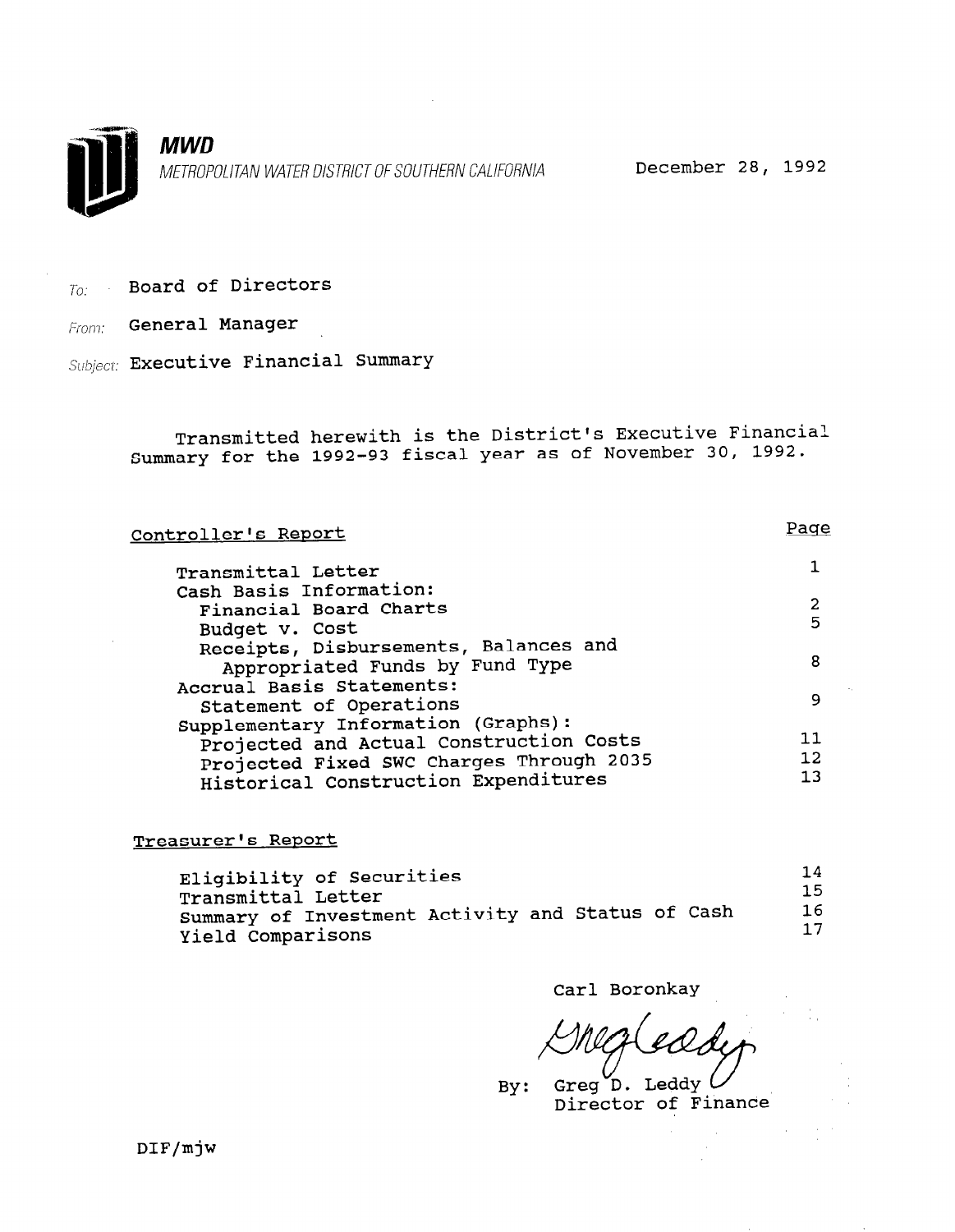**MWD**

*METROPOLITAN WATER DISTRICT OF SOUTHERN CALIFORNIA*

December 28, 1992

*To:* Board of Directors

*From:* General Manager

*Subject:* Executive Financial Summary

Transmitted herewith is the District's Executive Financial Summary for the 1992-93 fiscal year as of November 30, 1992.

| Controller's Report | Page |
| --- | --- |
| Transmittal Letter | 1 |
| Cash Basis Information: | |
| Financial Board Charts | 2 |
| Budget v. Cost | 5 |
| Receipts, Disbursements, Balances and Appropriated Funds by Fund Type | 8 |
| Accrual Basis Statements: | |
| Statement of Operations | 9 |
| Supplementary Information (Graphs): | |
| Projected and Actual Construction Costs | 11 |
| Projected Fixed SWC Charges Through 2035 | 12 |
| Historical Construction Expenditures | 13 |

| Treasurer's Report | |
| --- | --- |
| Eligibility of Securities | 14 |
| Transmittal Letter | 15 |
| Summary of Investment Activity and Status of Cash | 16 |
| Yield Comparisons | 17 |

Carl Boronkay

By: Greg D. Leddy
Director of Finance

DIF/mjw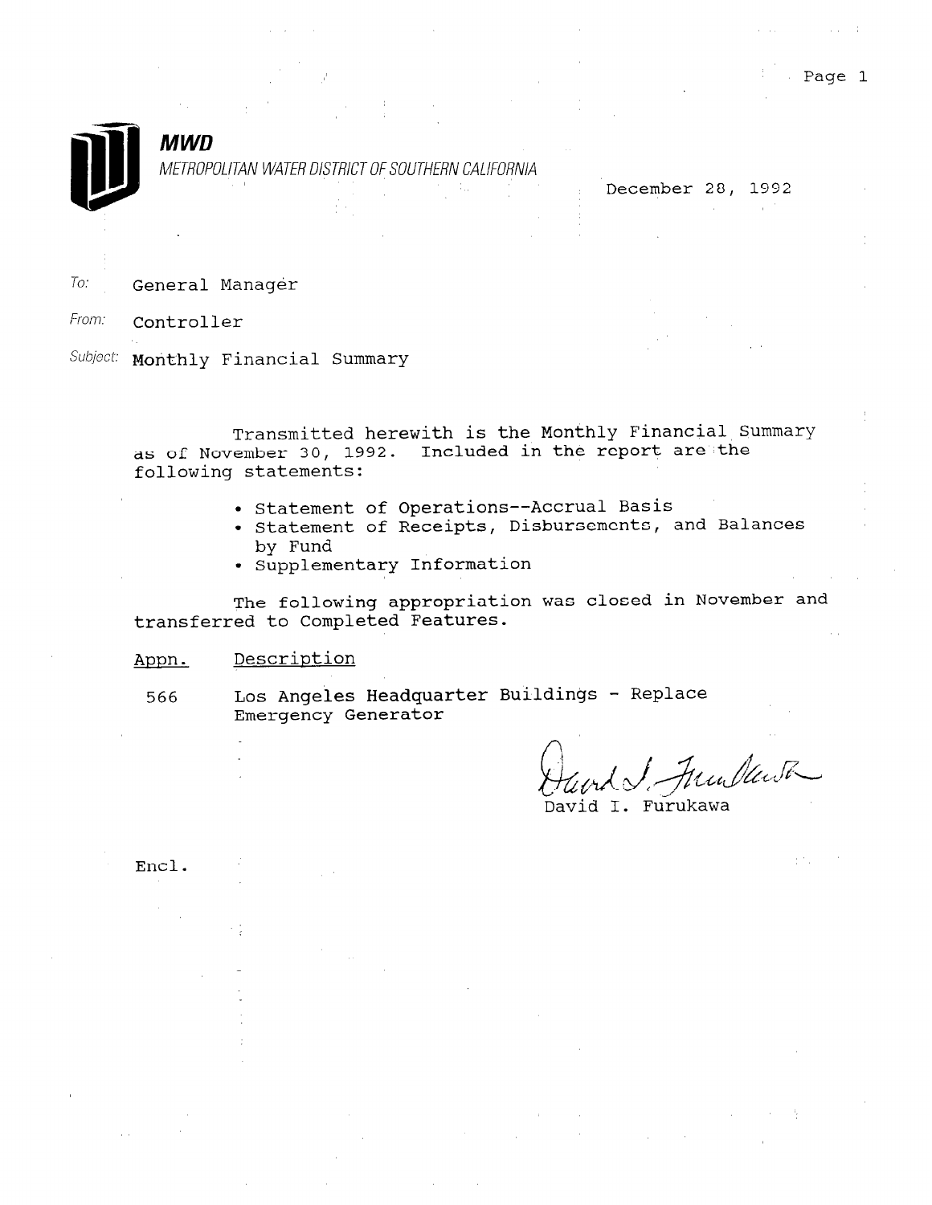**MWD**

METROPOLITAN WATER DISTRICT OF SOUTHERN CALIFORNIA

December 28, 1992

To: General Manager

From: Controller

Subject: Monthly Financial Summary

Transmitted herewith is the Monthly Financial Summary as of November 30, 1992. Included in the report are the following statements:

- Statement of Operations--Accrual Basis
- Statement of Receipts, Disbursements, and Balances by Fund
- Supplementary Information

The following appropriation was closed in November and transferred to Completed Features.

| Appn. | Description |
|---|---|
| 566 | Los Angeles Headquarter Buildings - Replace Emergency Generator |

David I. Furukawa

Encl.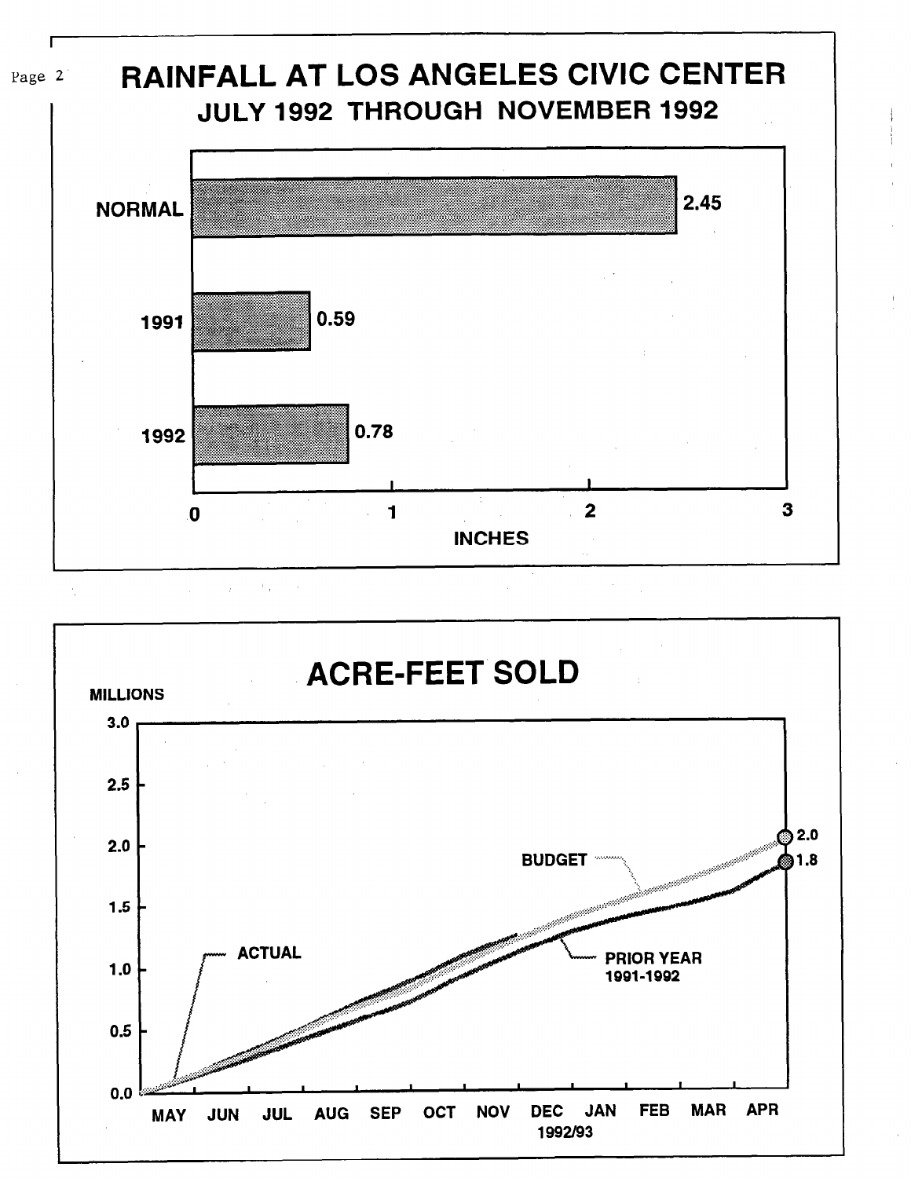# RAINFALL AT LOS ANGELES CIVIC CENTER

## JULY 1992 THROUGH NOVEMBER 1992

| | INCHES |
|---|---|
| NORMAL | 2.45 |
| 1991 | 0.59 |
| 1992 | 0.78 |

# ACRE-FEET SOLD

MILLIONS

ACTUAL

BUDGET — 2.0

PRIOR YEAR 1991-1992 — 1.8

MAY JUN JUL AUG SEP OCT NOV DEC JAN FEB MAR APR

1992/93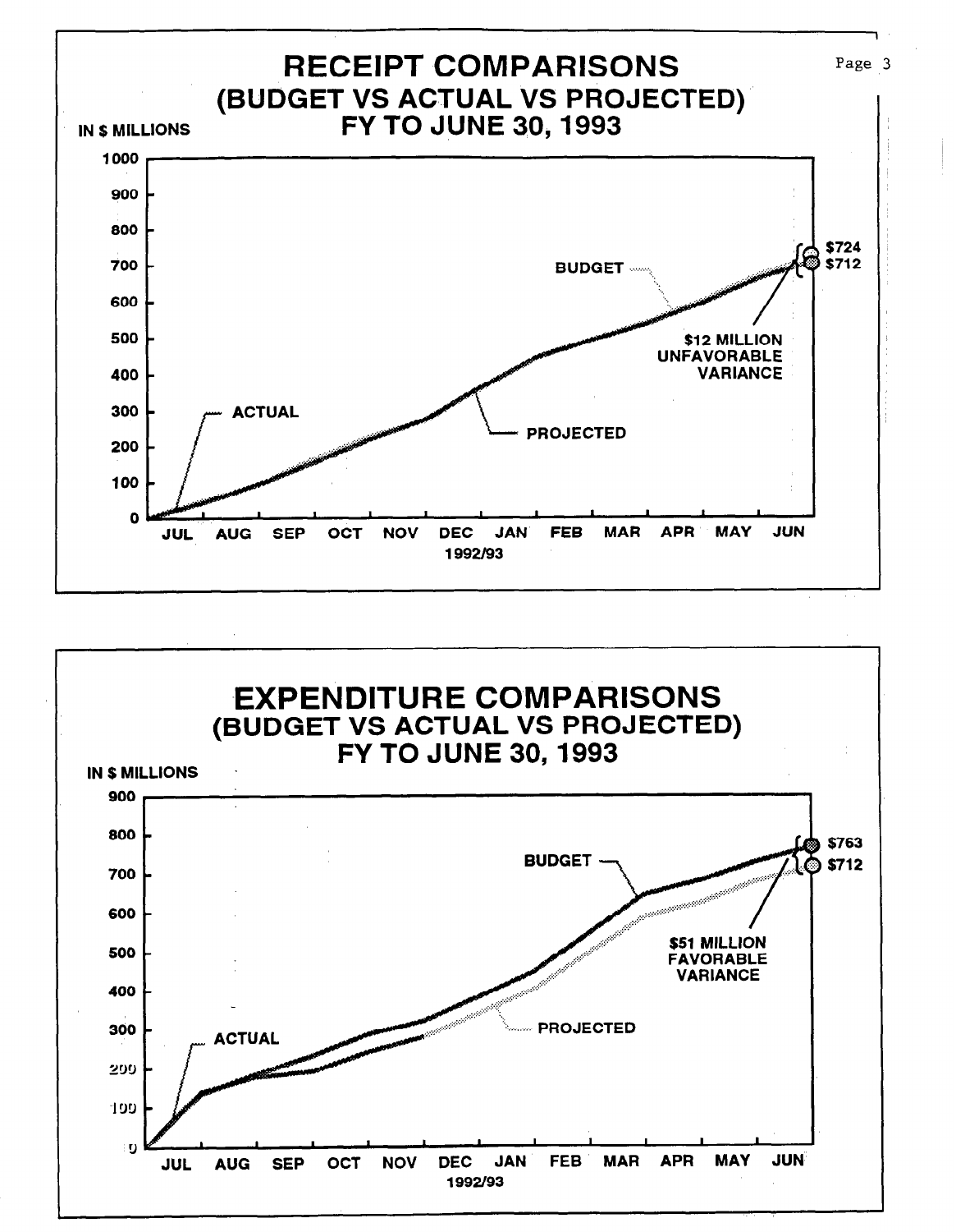# RECEIPT COMPARISONS
## (BUDGET VS ACTUAL VS PROJECTED)
## FY TO JUNE 30, 1993

IN $ MILLIONS

1000
900
800
700
600
500
400
300
200
100
0

JUL AUG SEP OCT NOV DEC JAN FEB MAR APR MAY JUN
1992/93

ACTUAL

PROJECTED

BUDGET

$724
$712

$12 MILLION UNFAVORABLE VARIANCE

# EXPENDITURE COMPARISONS
## (BUDGET VS ACTUAL VS PROJECTED)
## FY TO JUNE 30, 1993

IN $ MILLIONS

900
800
700
600
500
400
300
200
100
0

JUL AUG SEP OCT NOV DEC JAN FEB MAR APR MAY JUN
1992/93

ACTUAL

PROJECTED

BUDGET

$763
$712

$51 MILLION FAVORABLE VARIANCE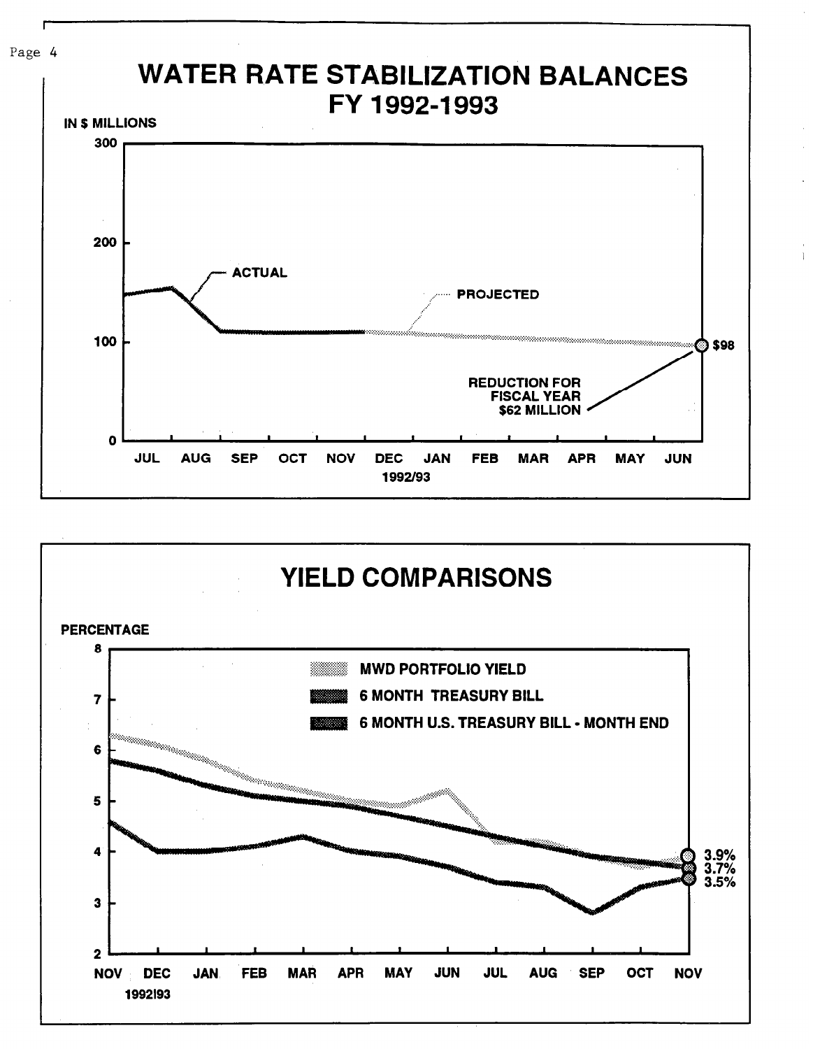# WATER RATE STABILIZATION BALANCES FY 1992-1993

IN $ MILLIONS

300

200

100

0

JUL AUG SEP OCT NOV DEC JAN FEB MAR APR MAY JUN

1992/93

ACTUAL

PROJECTED

$98

REDUCTION FOR FISCAL YEAR $62 MILLION

# YIELD COMPARISONS

PERCENTAGE

8

7

6

5

4

3

2

NOV DEC JAN FEB MAR APR MAY JUN JUL AUG SEP OCT NOV

1992I93

MWD PORTFOLIO YIELD

6 MONTH TREASURY BILL

6 MONTH U.S. TREASURY BILL - MONTH END

3.9%

3.7%

3.5%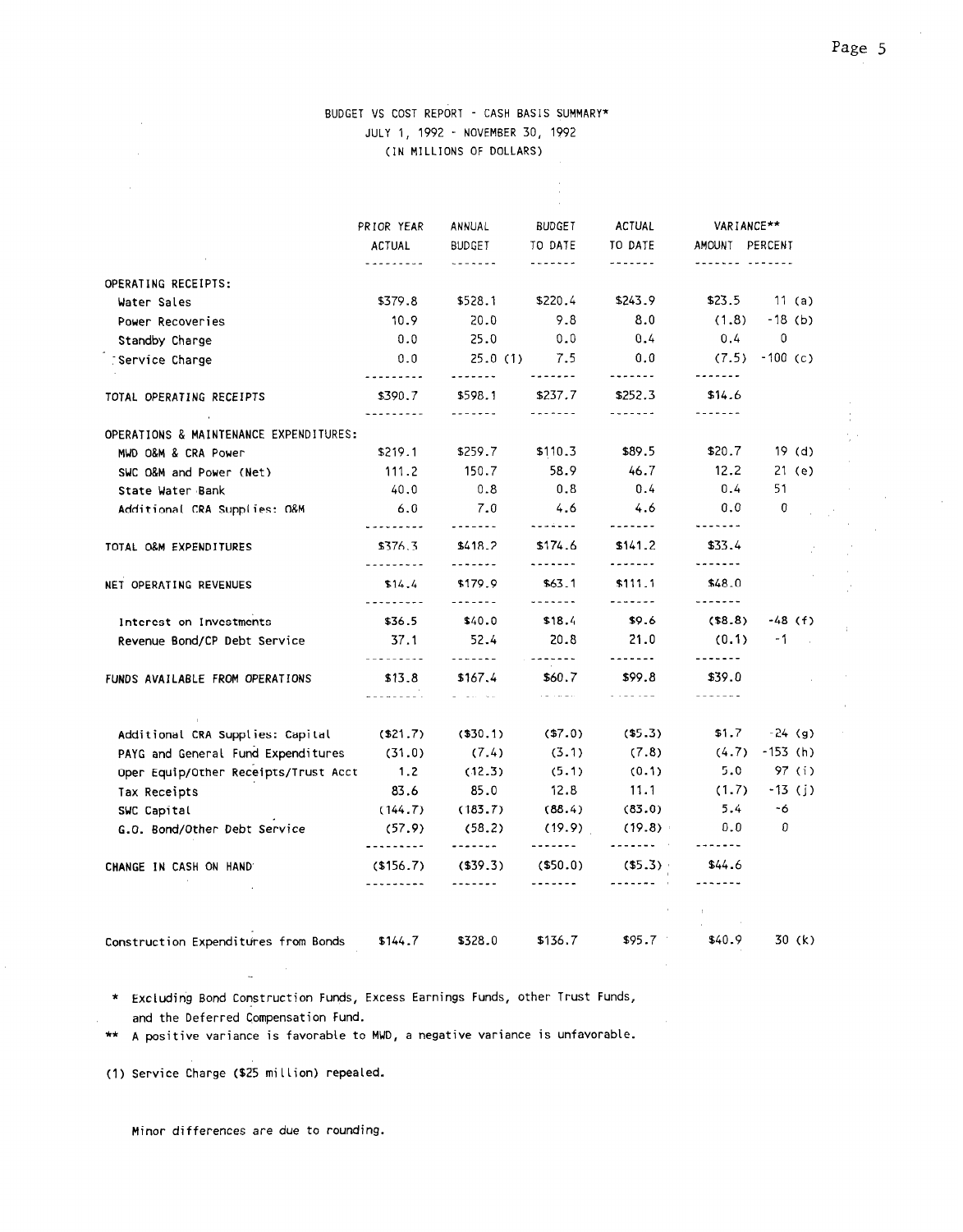BUDGET VS COST REPORT - CASH BASIS SUMMARY*
JULY 1, 1992 - NOVEMBER 30, 1992
(IN MILLIONS OF DOLLARS)

| | PRIOR YEAR ACTUAL | ANNUAL BUDGET | BUDGET TO DATE | ACTUAL TO DATE | VARIANCE** AMOUNT | VARIANCE** PERCENT |
|---|---|---|---|---|---|---|
| OPERATING RECEIPTS: | | | | | | |
| Water Sales | $379.8 | $528.1 | $220.4 | $243.9 | $23.5 | 11 (a) |
| Power Recoveries | 10.9 | 20.0 | 9.8 | 8.0 | (1.8) | -18 (b) |
| Standby Charge | 0.0 | 25.0 | 0.0 | 0.4 | 0.4 | 0 |
| Service Charge | 0.0 | 25.0 (1) | 7.5 | 0.0 | (7.5) | -100 (c) |
| TOTAL OPERATING RECEIPTS | $390.7 | $598.1 | $237.7 | $252.3 | $14.6 | |
| OPERATIONS & MAINTENANCE EXPENDITURES: | | | | | | |
| MWD O&M & CRA Power | $219.1 | $259.7 | $110.3 | $89.5 | $20.7 | 19 (d) |
| SWC O&M and Power (Net) | 111.2 | 150.7 | 58.9 | 46.7 | 12.2 | 21 (e) |
| State Water Bank | 40.0 | 0.8 | 0.8 | 0.4 | 0.4 | 51 |
| Additional CRA Supplies: O&M | 6.0 | 7.0 | 4.6 | 4.6 | 0.0 | 0 |
| TOTAL O&M EXPENDITURES | $376.3 | $418.2 | $174.6 | $141.2 | $33.4 | |
| NET OPERATING REVENUES | $14.4 | $179.9 | $63.1 | $111.1 | $48.0 | |
| Interest on Investments | $36.5 | $40.0 | $18.4 | $9.6 | ($8.8) | -48 (f) |
| Revenue Bond/CP Debt Service | 37.1 | 52.4 | 20.8 | 21.0 | (0.1) | -1 |
| FUNDS AVAILABLE FROM OPERATIONS | $13.8 | $167.4 | $60.7 | $99.8 | $39.0 | |
| Additional CRA Supplies: Capital | ($21.7) | ($30.1) | ($7.0) | ($5.3) | $1.7 | -24 (g) |
| PAYG and General Fund Expenditures | (31.0) | (7.4) | (3.1) | (7.8) | (4.7) | -153 (h) |
| Oper Equip/Other Receipts/Trust Acct | 1.2 | (12.3) | (5.1) | (0.1) | 5.0 | 97 (i) |
| Tax Receipts | 83.6 | 85.0 | 12.8 | 11.1 | (1.7) | -13 (j) |
| SWC Capital | (144.7) | (183.7) | (88.4) | (83.0) | 5.4 | -6 |
| G.O. Bond/Other Debt Service | (57.9) | (58.2) | (19.9) | (19.8) | 0.0 | 0 |
| CHANGE IN CASH ON HAND | ($156.7) | ($39.3) | ($50.0) | ($5.3) | $44.6 | |
| Construction Expenditures from Bonds | $144.7 | $328.0 | $136.7 | $95.7 | $40.9 | 30 (k) |

\* Excluding Bond Construction Funds, Excess Earnings Funds, other Trust Funds, and the Deferred Compensation Fund.

\*\* A positive variance is favorable to MWD, a negative variance is unfavorable.

(1) Service Charge ($25 million) repealed.

Minor differences are due to rounding.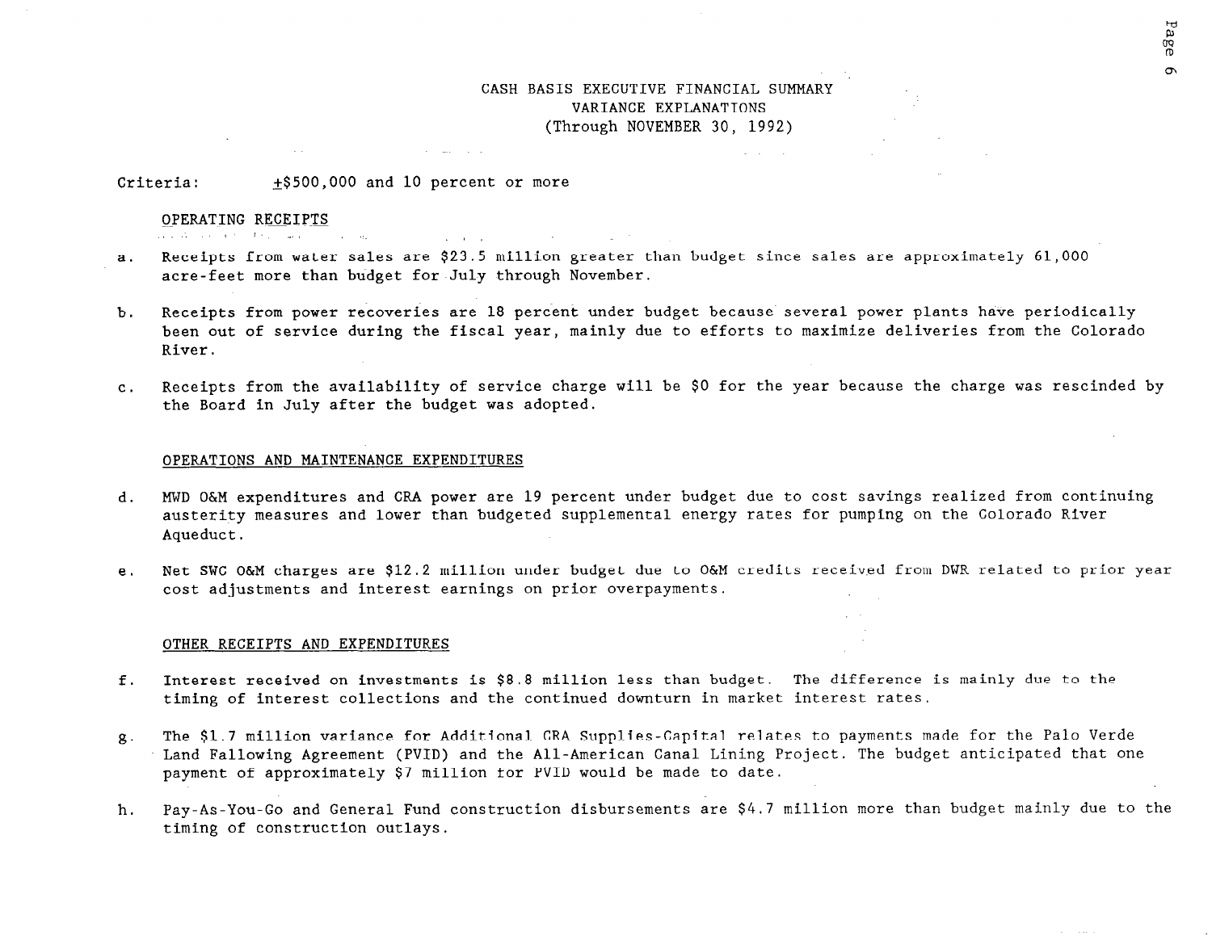# CASH BASIS EXECUTIVE FINANCIAL SUMMARY
## VARIANCE EXPLANATIONS
### (Through NOVEMBER 30, 1992)

Criteria: ±$500,000 and 10 percent or more

OPERATING RECEIPTS

a. Receipts from water sales are $23.5 million greater than budget since sales are approximately 61,000 acre-feet more than budget for July through November.

b. Receipts from power recoveries are 18 percent under budget because several power plants have periodically been out of service during the fiscal year, mainly due to efforts to maximize deliveries from the Colorado River.

c. Receipts from the availability of service charge will be $0 for the year because the charge was rescinded by the Board in July after the budget was adopted.

OPERATIONS AND MAINTENANCE EXPENDITURES

d. MWD O&M expenditures and CRA power are 19 percent under budget due to cost savings realized from continuing austerity measures and lower than budgeted supplemental energy rates for pumping on the Colorado River Aqueduct.

e. Net SWC O&M charges are $12.2 million under budget due to O&M credits received from DWR related to prior year cost adjustments and interest earnings on prior overpayments.

OTHER RECEIPTS AND EXPENDITURES

f. Interest received on investments is $8.8 million less than budget. The difference is mainly due to the timing of interest collections and the continued downturn in market interest rates.

g. The $1.7 million variance for Additional CRA Supplies-Capital relates to payments made for the Palo Verde Land Fallowing Agreement (PVID) and the All-American Canal Lining Project. The budget anticipated that one payment of approximately $7 million for PVID would be made to date.

h. Pay-As-You-Go and General Fund construction disbursements are $4.7 million more than budget mainly due to the timing of construction outlays.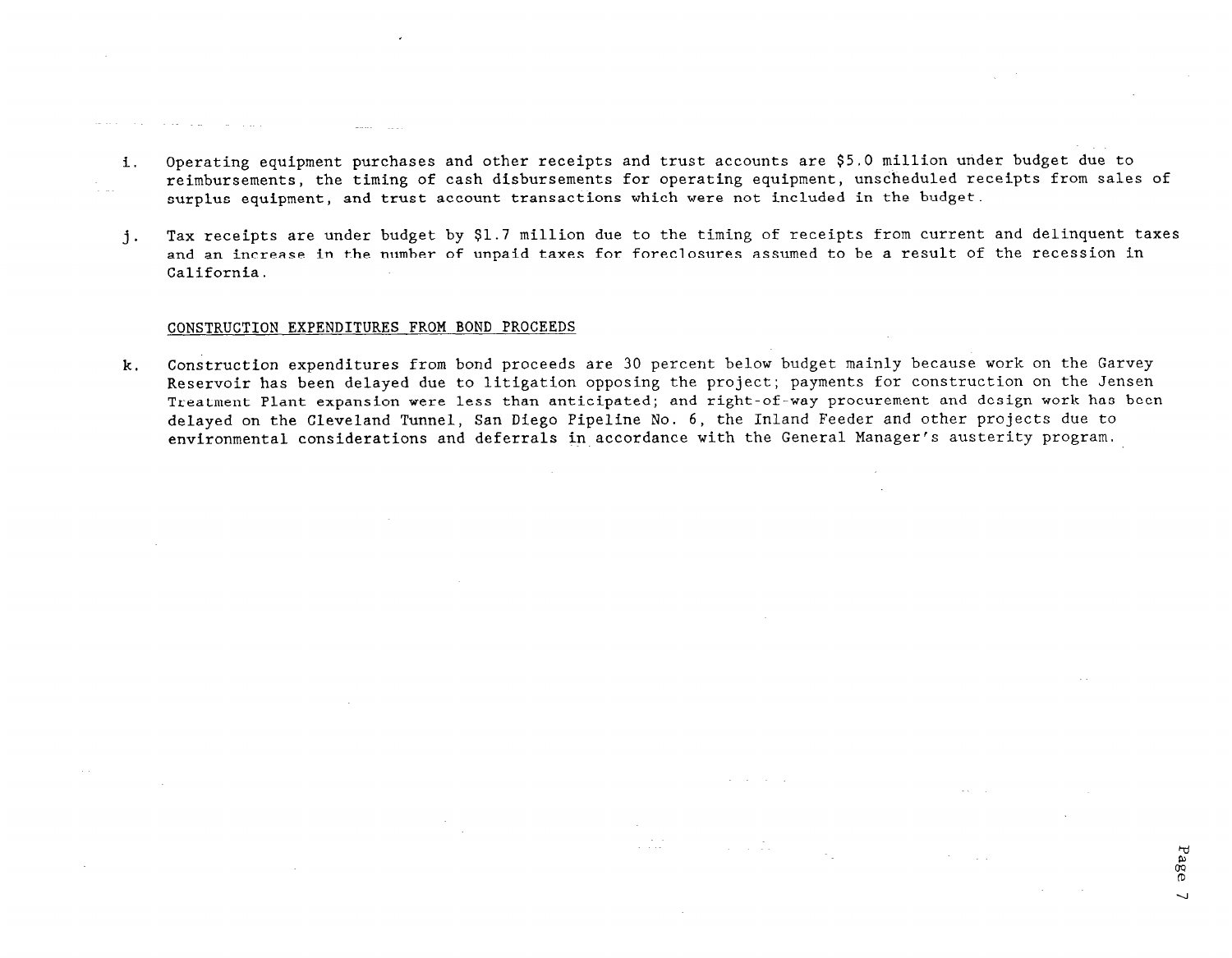i. Operating equipment purchases and other receipts and trust accounts are $5.0 million under budget due to reimbursements, the timing of cash disbursements for operating equipment, unscheduled receipts from sales of surplus equipment, and trust account transactions which were not included in the budget.

j. Tax receipts are under budget by $1.7 million due to the timing of receipts from current and delinquent taxes and an increase in the number of unpaid taxes for foreclosures assumed to be a result of the recession in California.

CONSTRUCTION EXPENDITURES FROM BOND PROCEEDS

k. Construction expenditures from bond proceeds are 30 percent below budget mainly because work on the Garvey Reservoir has been delayed due to litigation opposing the project; payments for construction on the Jensen Treatment Plant expansion were less than anticipated; and right-of-way procurement and design work has been delayed on the Cleveland Tunnel, San Diego Pipeline No. 6, the Inland Feeder and other projects due to environmental considerations and deferrals in accordance with the General Manager's austerity program.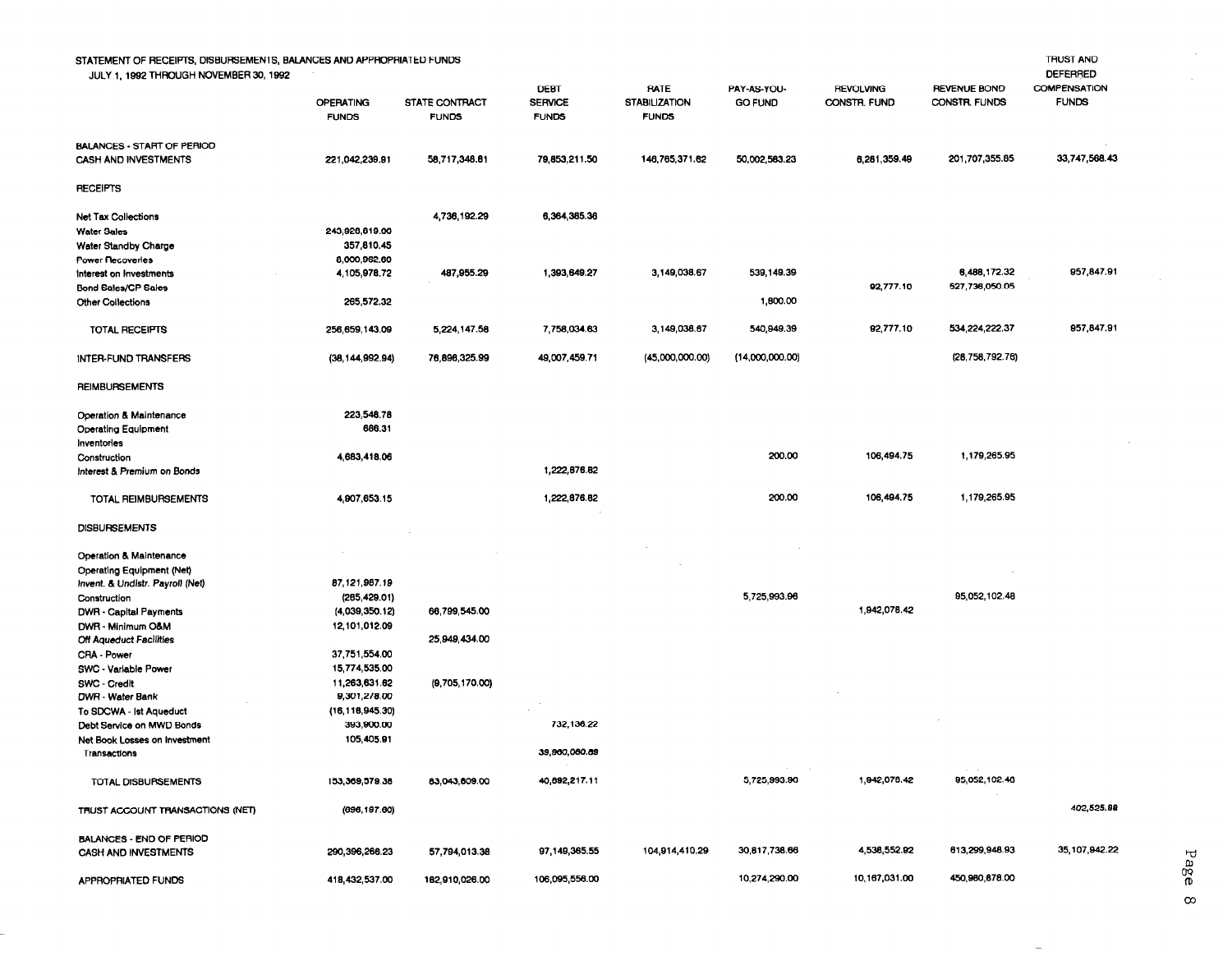STATEMENT OF RECEIPTS, DISBURSEMENTS, BALANCES AND APPROPRIATED FUNDS

JULY 1, 1992 THROUGH NOVEMBER 30, 1992

| | OPERATING FUNDS | STATE CONTRACT FUNDS | DEBT SERVICE FUNDS | RATE STABILIZATION FUNDS | PAY-AS-YOU-GO FUND | REVOLVING CONSTR. FUND | REVENUE BOND CONSTR. FUNDS | TRUST AND DEFERRED COMPENSATION FUNDS |
|---|---|---|---|---|---|---|---|---|
| BALANCES - START OF PERIOD | | | | | | | | |
| CASH AND INVESTMENTS | 221,042,239.81 | 58,717,348.81 | 79,853,211.50 | 146,765,371.62 | 50,002,583.23 | 6,281,359.49 | 201,707,355.85 | 33,747,568.43 |
| RECEIPTS | | | | | | | | |
| Net Tax Collections | | 4,736,192.29 | 6,364,385.36 | | | | | |
| Water Sales | 243,926,819.00 | | | | | | | |
| Water Standby Charge | 357,810.45 | | | | | | | |
| Power Recoveries | 8,000,962.60 | | | | | | | |
| Interest on Investments | 4,105,978.72 | 487,955.29 | 1,393,649.27 | 3,149,038.67 | 539,149.39 | | 6,488,172.32 | 957,847.91 |
| Bond Sales/CP Sales | | | | | | 92,777.10 | 527,736,050.05 | |
| Other Collections | 265,572.32 | | | | 1,800.00 | | | |
| TOTAL RECEIPTS | 256,659,143.09 | 5,224,147.58 | 7,758,034.63 | 3,149,038.67 | 540,949.39 | 92,777.10 | 534,224,222.37 | 957,847.91 |
| INTER-FUND TRANSFERS | (38,144,992.94) | 76,896,325.99 | 49,007,459.71 | (45,000,000.00) | (14,000,000.00) | | (28,758,792.76) | |
| REIMBURSEMENTS | | | | | | | | |
| Operation & Maintenance | 223,548.78 | | | | | | | |
| Operating Equipment | 686.31 | | | | | | | |
| Inventories | | | | | | | | |
| Construction | 4,683,418.06 | | | | 200.00 | 106,494.75 | 1,179,265.95 | |
| *Interest & Premium on Bonds* | | | 1,222,876.82 | | | | | |
| TOTAL REIMBURSEMENTS | 4,907,653.15 | | 1,222,876.82 | | 200.00 | 106,494.75 | 1,179,265.95 | |
| DISBURSEMENTS | | | | | | | | |
| Operation & Maintenance | | | | | | | | |
| Operating Equipment (Net) | | | | | | | | |
| Invent. & Undistr. Payroll (Net) | 87,121,967.19 | | | | | | | |
| Construction | (285,429.01) | | | | 5,725,993.96 | | 95,052,102.48 | |
| DWR - Capital Payments | (4,039,350.12) | 66,799,545.00 | | | | 1,942,078.42 | | |
| DWR - Minimum O&M | 12,101,012.09 | | | | | | | |
| Off Aqueduct Facilities | | 25,949,434.00 | | | | | | |
| CRA - Power | 37,751,554.00 | | | | | | | |
| SWC - Variable Power | 15,774,535.00 | | | | | | | |
| SWC - Credit | 11,263,631.62 | (9,705,170.00) | | | | | | |
| DWR - Water Bank | 9,301,278.00 | | | | | | | |
| To SDCWA - Ist Aqueduct | (16,118,945.30) | | | | | | | |
| Debt Service on MWD Bonds | 393,900.00 | | 732,136.22 | | | | | |
| Net Book Losses on Investment Transactions | 105,405.91 | | 39,960,080.89 | | | | | |
| TOTAL DISBURSEMENTS | 153,369,579.38 | 83,043,809.00 | 40,692,217.11 | | 5,725,993.96 | 1,942,078.42 | 95,052,102.48 | |
| TRUST ACCOUNT TRANSACTIONS (NET) | (696,197.60) | | | | | | | 402,525.88 |
| BALANCES - END OF PERIOD | | | | | | | | |
| CASH AND INVESTMENTS | 290,398,266.23 | 57,794,013.38 | 97,149,365.55 | 104,914,410.29 | 30,817,738.66 | 4,538,552.92 | 613,299,948.93 | 35,107,942.22 |
| APPROPRIATED FUNDS | 418,432,537.00 | 182,910,026.00 | 106,095,556.00 | | 10,274,290.00 | 10,167,031.00 | 450,980,878.00 | |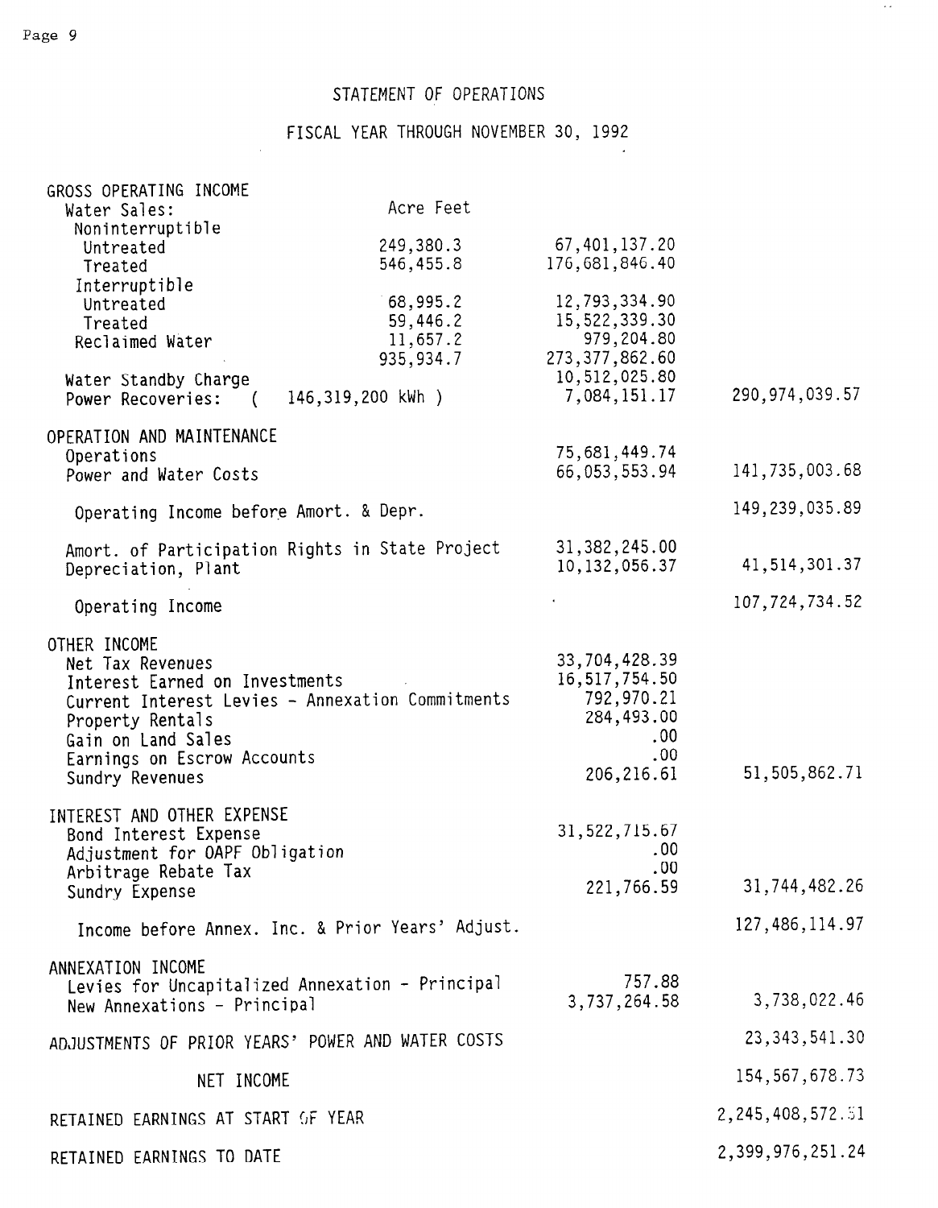# STATEMENT OF OPERATIONS

## FISCAL YEAR THROUGH NOVEMBER 30, 1992

| | Acre Feet | | |
|---|---|---|---|
| **GROSS OPERATING INCOME** | | | |
| Water Sales: | | | |
| Noninterruptible | | | |
| Untreated | 249,380.3 | 67,401,137.20 | |
| Treated | 546,455.8 | 176,681,846.40 | |
| Interruptible | | | |
| Untreated | 68,995.2 | 12,793,334.90 | |
| Treated | 59,446.2 | 15,522,339.30 | |
| Reclaimed Water | 11,657.2 | 979,204.80 | |
| | 935,934.7 | 273,377,862.60 | |
| Water Standby Charge | | 10,512,025.80 | |
| Power Recoveries: ( 146,319,200 kWh ) | | 7,084,151.17 | 290,974,039.57 |
| **OPERATION AND MAINTENANCE** | | | |
| Operations | | 75,681,449.74 | |
| Power and Water Costs | | 66,053,553.94 | 141,735,003.68 |
| Operating Income before Amort. & Depr. | | | 149,239,035.89 |
| Amort. of Participation Rights in State Project | | 31,382,245.00 | |
| Depreciation, Plant | | 10,132,056.37 | 41,514,301.37 |
| Operating Income | | | 107,724,734.52 |
| **OTHER INCOME** | | | |
| Net Tax Revenues | | 33,704,428.39 | |
| Interest Earned on Investments | | 16,517,754.50 | |
| Current Interest Levies - Annexation Commitments | | 792,970.21 | |
| Property Rentals | | 284,493.00 | |
| Gain on Land Sales | | .00 | |
| Earnings on Escrow Accounts | | .00 | |
| Sundry Revenues | | 206,216.61 | 51,505,862.71 |
| **INTEREST AND OTHER EXPENSE** | | | |
| Bond Interest Expense | | 31,522,715.67 | |
| Adjustment for OAPF Obligation | | .00 | |
| Arbitrage Rebate Tax | | .00 | |
| Sundry Expense | | 221,766.59 | 31,744,482.26 |
| Income before Annex. Inc. & Prior Years' Adjust. | | | 127,486,114.97 |
| **ANNEXATION INCOME** | | | |
| Levies for Uncapitalized Annexation - Principal | | 757.88 | |
| New Annexations - Principal | | 3,737,264.58 | 3,738,022.46 |
| **ADJUSTMENTS OF PRIOR YEARS' POWER AND WATER COSTS** | | | 23,343,541.30 |
| **NET INCOME** | | | 154,567,678.73 |
| **RETAINED EARNINGS AT START OF YEAR** | | | 2,245,408,572.51 |
| **RETAINED EARNINGS TO DATE** | | | 2,399,976,251.24 |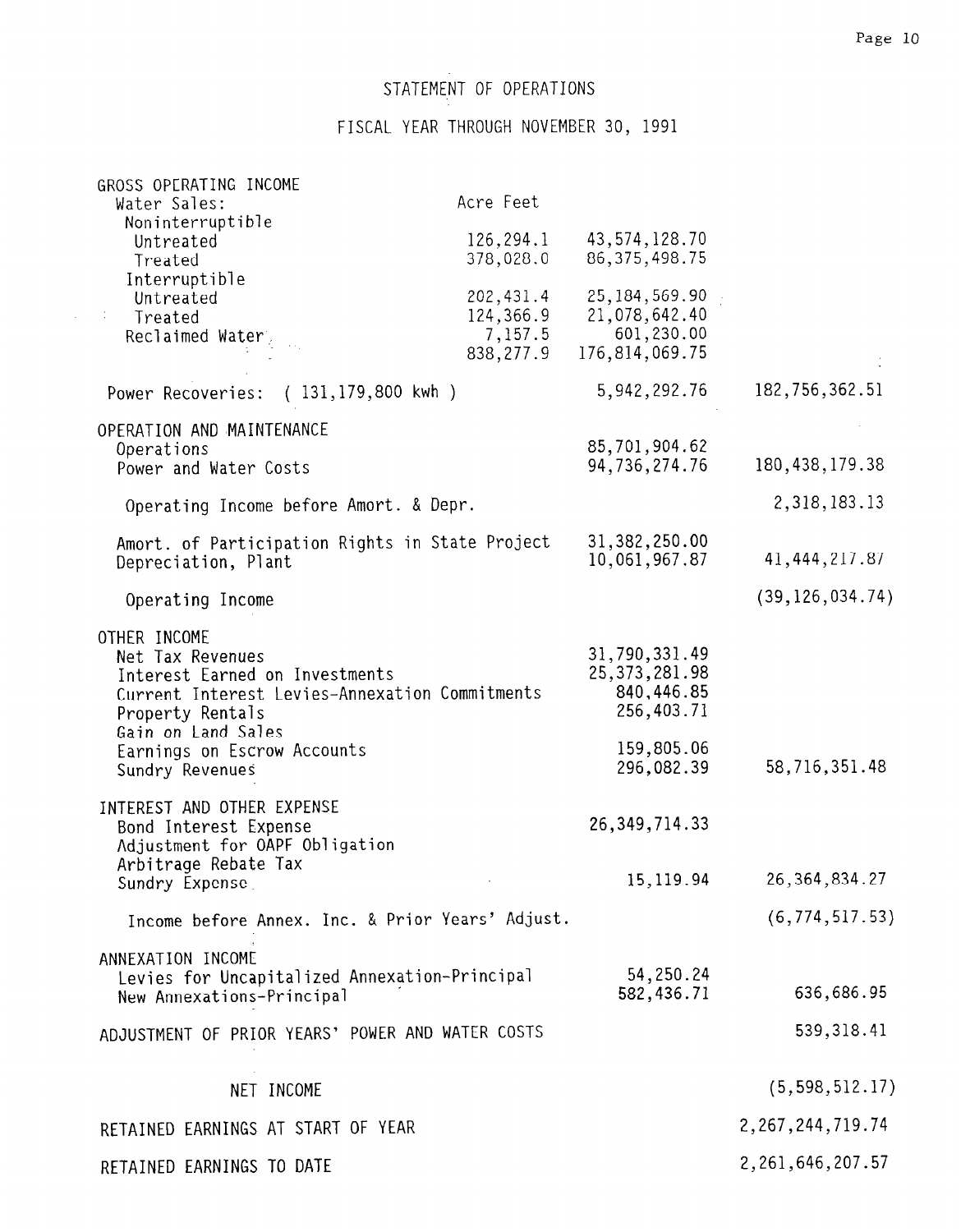# STATEMENT OF OPERATIONS

## FISCAL YEAR THROUGH NOVEMBER 30, 1991

| | Acre Feet | | |
|---|---|---|---|
| **GROSS OPERATING INCOME** | | | |
| Water Sales: | | | |
| Noninterruptible | | | |
| Untreated | 126,294.1 | 43,574,128.70 | |
| Treated | 378,028.0 | 86,375,498.75 | |
| Interruptible | | | |
| Untreated | 202,431.4 | 25,184,569.90 | |
| Treated | 124,366.9 | 21,078,642.40 | |
| Reclaimed Water | 7,157.5 | 601,230.00 | |
| | 838,277.9 | 176,814,069.75 | |
| Power Recoveries: ( 131,179,800 kwh ) | | 5,942,292.76 | 182,756,362.51 |
| **OPERATION AND MAINTENANCE** | | | |
| Operations | | 85,701,904.62 | |
| Power and Water Costs | | 94,736,274.76 | 180,438,179.38 |
| Operating Income before Amort. & Depr. | | | 2,318,183.13 |
| Amort. of Participation Rights in State Project | | 31,382,250.00 | |
| Depreciation, Plant | | 10,061,967.87 | 41,444,217.87 |
| Operating Income | | | (39,126,034.74) |
| **OTHER INCOME** | | | |
| Net Tax Revenues | | 31,790,331.49 | |
| Interest Earned on Investments | | 25,373,281.98 | |
| Current Interest Levies-Annexation Commitments | | 840,446.85 | |
| Property Rentals | | 256,403.71 | |
| Gain on Land Sales | | | |
| Earnings on Escrow Accounts | | 159,805.06 | |
| Sundry Revenues | | 296,082.39 | 58,716,351.48 |
| **INTEREST AND OTHER EXPENSE** | | | |
| Bond Interest Expense | | 26,349,714.33 | |
| Adjustment for OAPF Obligation | | | |
| Arbitrage Rebate Tax | | | |
| Sundry Expense | | 15,119.94 | 26,364,834.27 |
| Income before Annex. Inc. & Prior Years' Adjust. | | | (6,774,517.53) |
| **ANNEXATION INCOME** | | | |
| Levies for Uncapitalized Annexation-Principal | | 54,250.24 | |
| New Annexations-Principal | | 582,436.71 | 636,686.95 |
| **ADJUSTMENT OF PRIOR YEARS' POWER AND WATER COSTS** | | | 539,318.41 |
| **NET INCOME** | | | (5,598,512.17) |
| **RETAINED EARNINGS AT START OF YEAR** | | | 2,267,244,719.74 |
| **RETAINED EARNINGS TO DATE** | | | 2,261,646,207.57 |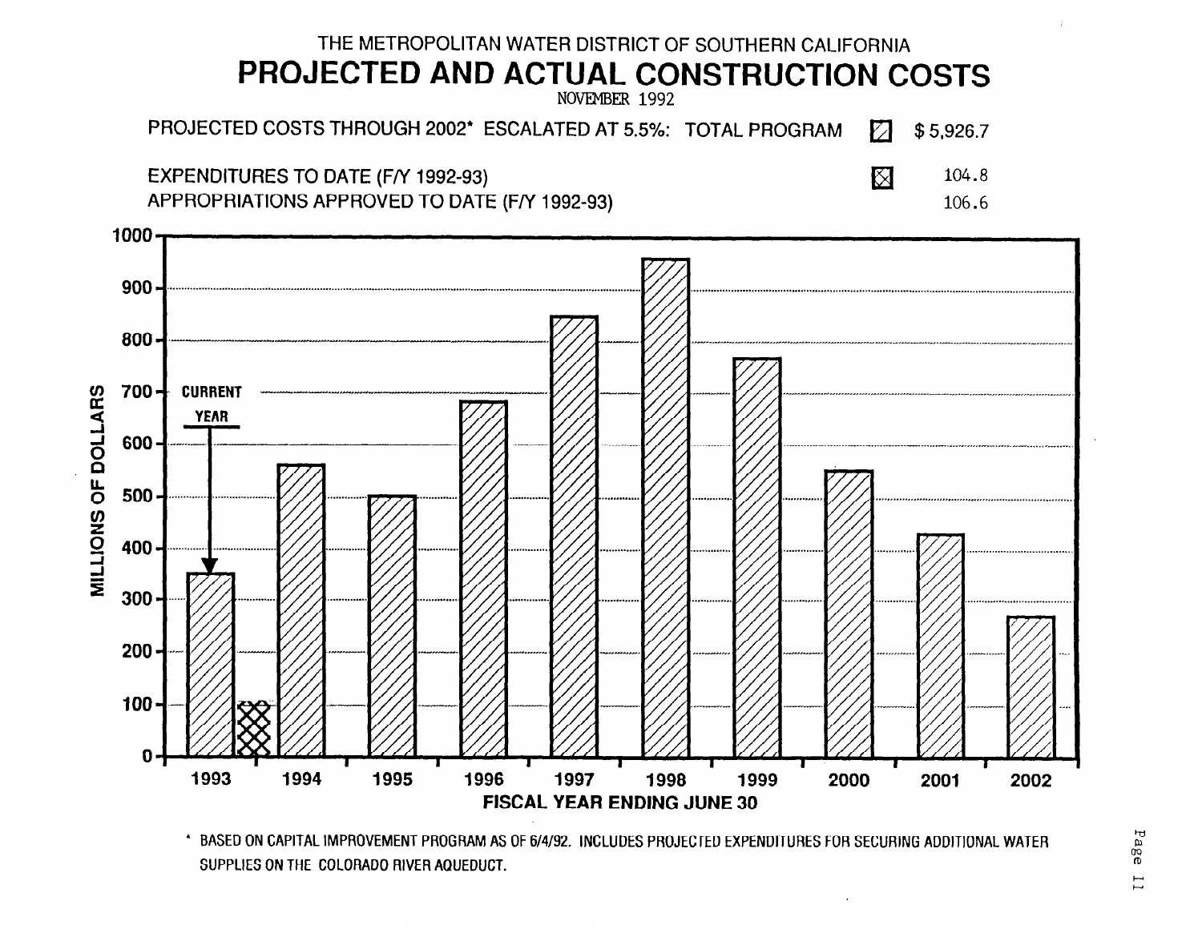THE METROPOLITAN WATER DISTRICT OF SOUTHERN CALIFORNIA

# PROJECTED AND ACTUAL CONSTRUCTION COSTS

NOVEMBER 1992

| | | |
|---|---|---|
| PROJECTED COSTS THROUGH 2002* ESCALATED AT 5.5%: TOTAL PROGRAM | ▨ | $ 5,926.7 |
| EXPENDITURES TO DATE (F/Y 1992-93) | ⊠ | 104.8 |
| APPROPRIATIONS APPROVED TO DATE (F/Y 1992-93) | | 106.6 |

MILLIONS OF DOLLARS

CURRENT YEAR

1993 1994 1995 1996 1997 1998 1999 2000 2001 2002

FISCAL YEAR ENDING JUNE 30

\* BASED ON CAPITAL IMPROVEMENT PROGRAM AS OF 6/4/92. INCLUDES PROJECTED EXPENDITURES FOR SECURING ADDITIONAL WATER SUPPLIES ON THE COLORADO RIVER AQUEDUCT.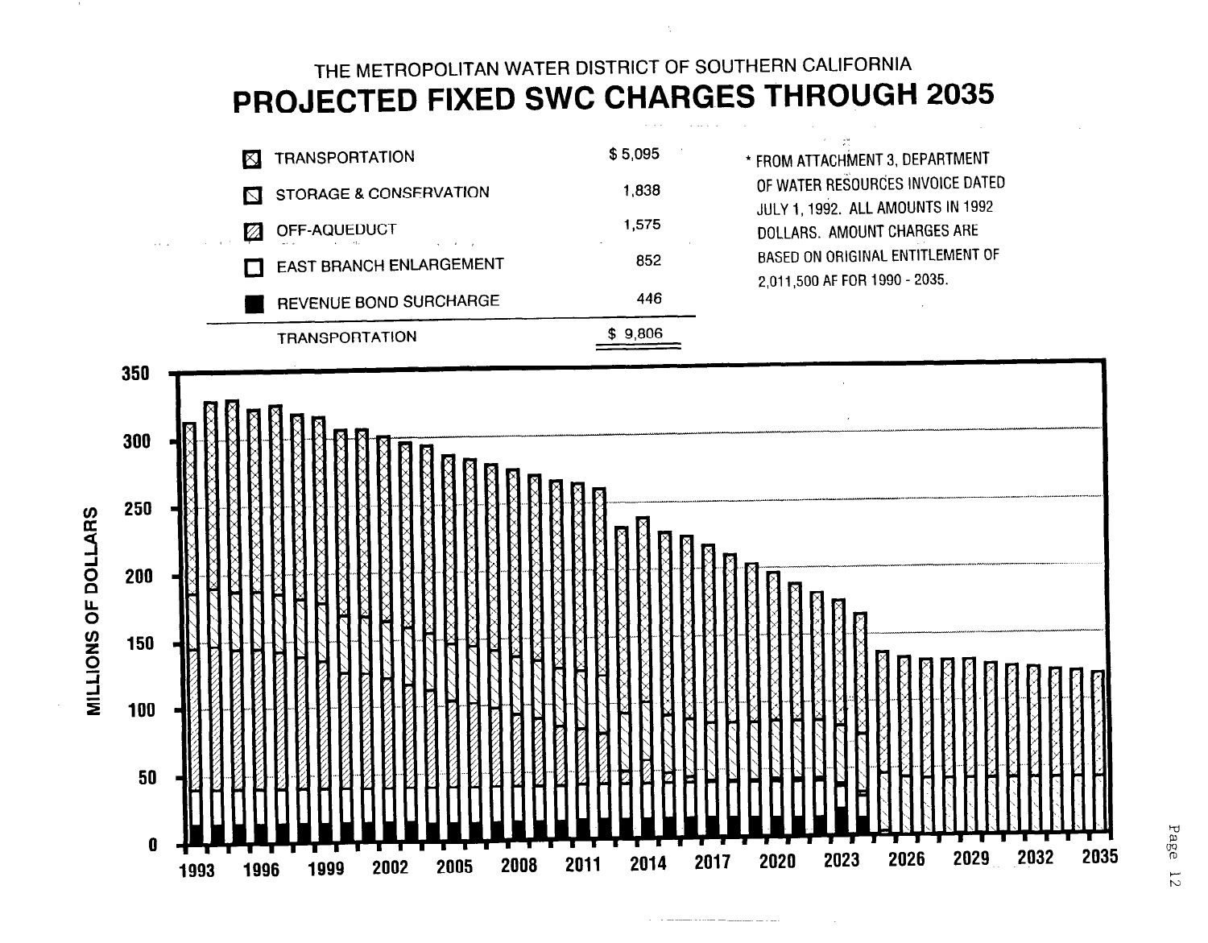THE METROPOLITAN WATER DISTRICT OF SOUTHERN CALIFORNIA

# PROJECTED FIXED SWC CHARGES THROUGH 2035

| | |
|---|---|
| TRANSPORTATION | $ 5,095 |
| STORAGE & CONSERVATION | 1,838 |
| OFF-AQUEDUCT | 1,575 |
| EAST BRANCH ENLARGEMENT | 852 |
| REVENUE BOND SURCHARGE | 446 |
| TRANSPORTATION | $ 9,806 |

* FROM ATTACHMENT 3, DEPARTMENT OF WATER RESOURCES INVOICE DATED JULY 1, 1992. ALL AMOUNTS IN 1992 DOLLARS. AMOUNT CHARGES ARE BASED ON ORIGINAL ENTITLEMENT OF 2,011,500 AF FOR 1990 - 2035.

MILLIONS OF DOLLARS

350, 300, 250, 200, 150, 100, 50, 0

1993, 1996, 1999, 2002, 2005, 2008, 2011, 2014, 2017, 2020, 2023, 2026, 2029, 2032, 2035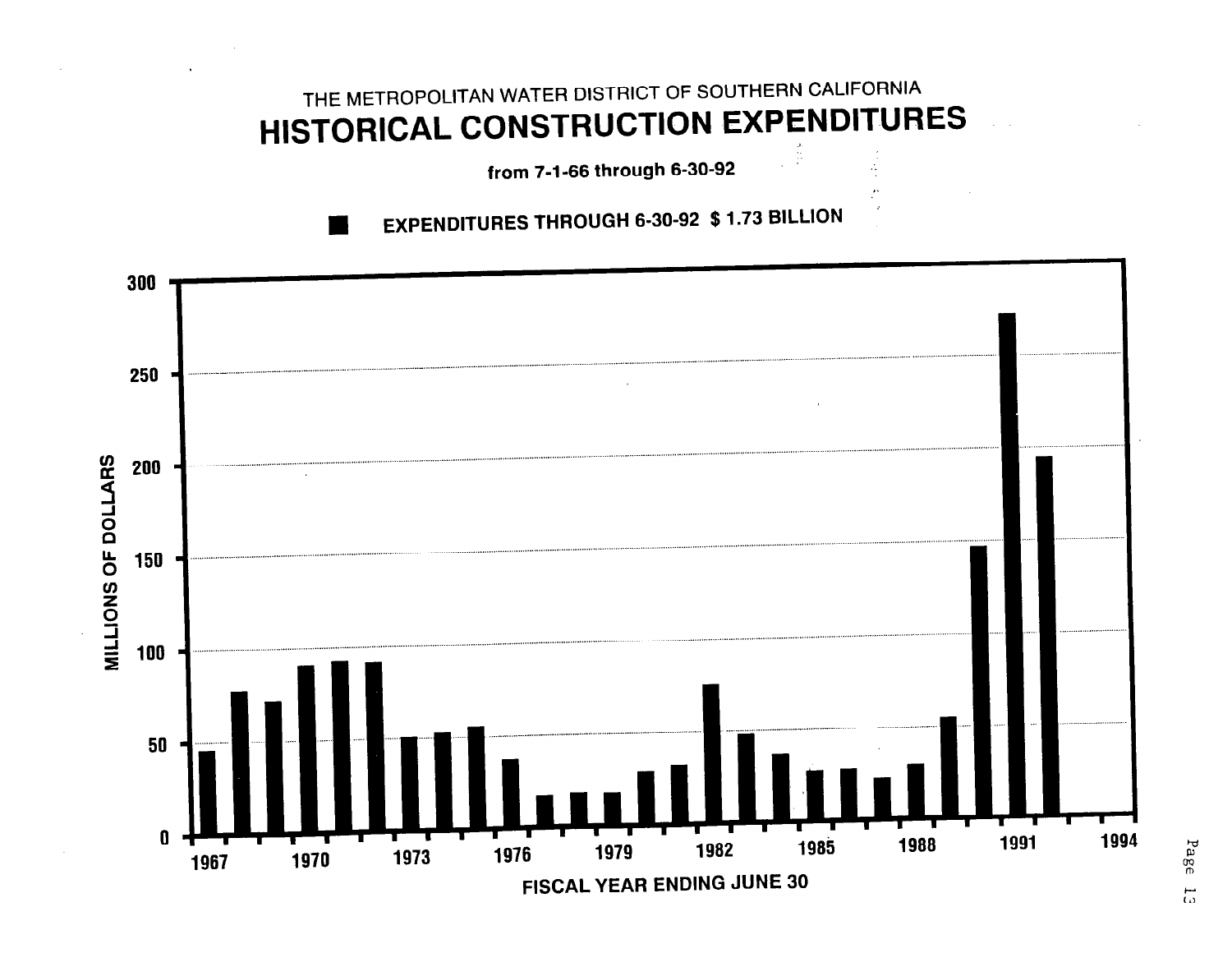THE METROPOLITAN WATER DISTRICT OF SOUTHERN CALIFORNIA

# HISTORICAL CONSTRUCTION EXPENDITURES

**from 7-1-66 through 6-30-92**

■ **EXPENDITURES THROUGH 6-30-92 $ 1.73 BILLION**

MILLIONS OF DOLLARS

300
250
200
150
100
50
0

1967 1970 1973 1976 1979 1982 1985 1988 1991 1994

FISCAL YEAR ENDING JUNE 30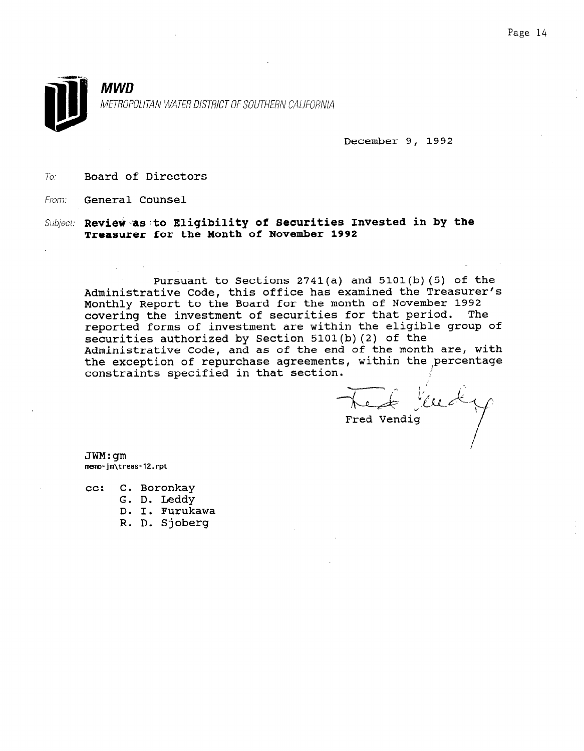**MWD**

*METROPOLITAN WATER DISTRICT OF SOUTHERN CALIFORNIA*

December 9, 1992

To: Board of Directors

From: General Counsel

Subject: **Review as to Eligibility of Securities Invested in by the Treasurer for the Month of November 1992**

Pursuant to Sections 2741(a) and 5101(b)(5) of the Administrative Code, this office has examined the Treasurer's Monthly Report to the Board for the month of November 1992 covering the investment of securities for that period. The reported forms of investment are within the eligible group of securities authorized by Section 5101(b)(2) of the Administrative Code, and as of the end of the month are, with the exception of repurchase agreements, within the percentage constraints specified in that section.

Fred Vendig

JWM:gm
memo-jm\treas-12.rpt

cc: C. Boronkay
G. D. Leddy
D. I. Furukawa
R. D. Sjoberg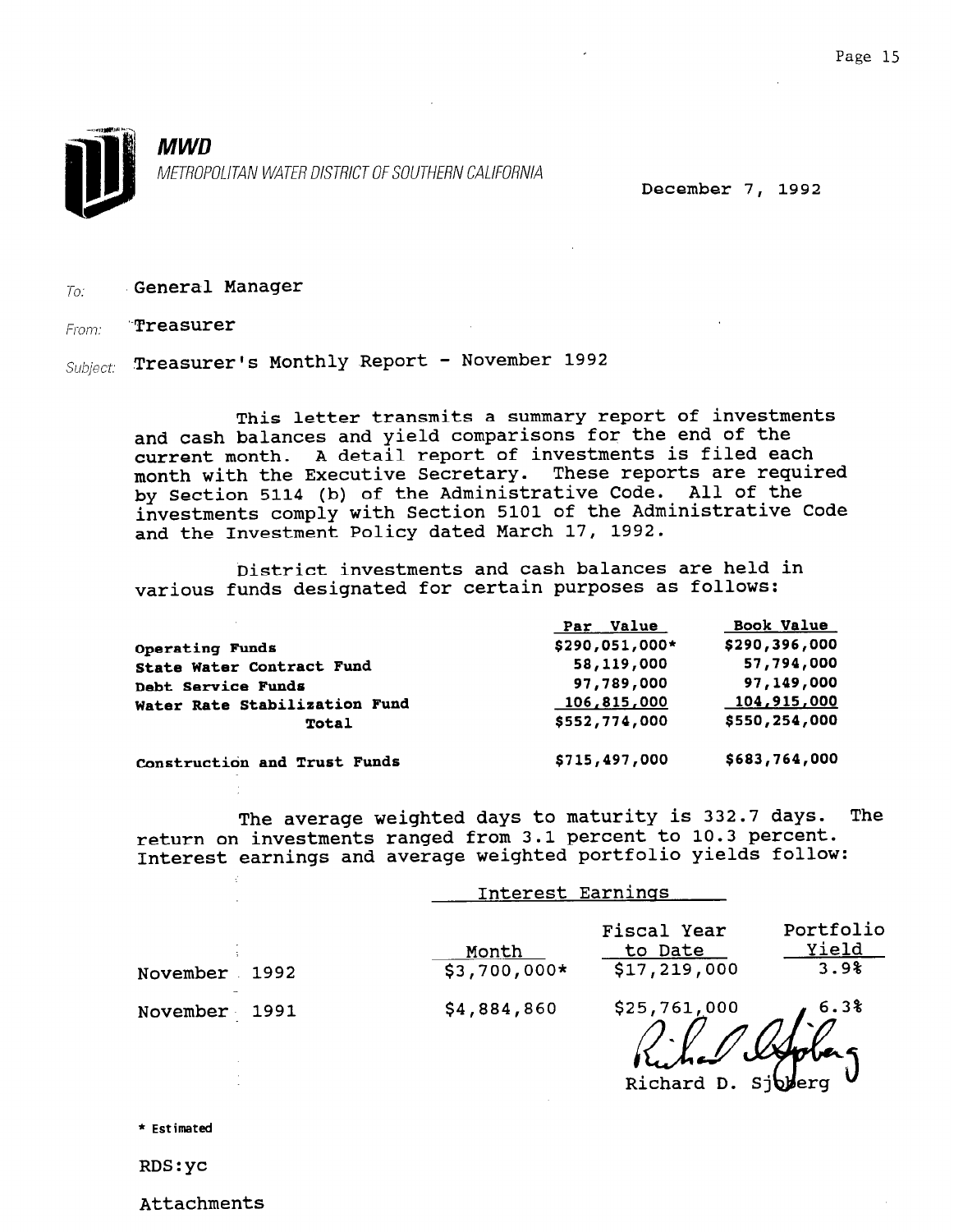**MWD**

*METROPOLITAN WATER DISTRICT OF SOUTHERN CALIFORNIA*

December 7, 1992

To: General Manager

From: Treasurer

Subject: Treasurer's Monthly Report - November 1992

This letter transmits a summary report of investments and cash balances and yield comparisons for the end of the current month. A detail report of investments is filed each month with the Executive Secretary. These reports are required by Section 5114 (b) of the Administrative Code. All of the investments comply with Section 5101 of the Administrative Code and the Investment Policy dated March 17, 1992.

District investments and cash balances are held in various funds designated for certain purposes as follows:

| | Par Value | Book Value |
|---|---|---|
| **Operating Funds** | $290,051,000* | $290,396,000 |
| **State Water Contract Fund** | 58,119,000 | 57,794,000 |
| **Debt Service Funds** | 97,789,000 | 97,149,000 |
| **Water Rate Stabilization Fund** | 106,815,000 | 104,915,000 |
| **Total** | $552,774,000 | $550,254,000 |
| | | |
| **Construction and Trust Funds** | $715,497,000 | $683,764,000 |

The average weighted days to maturity is 332.7 days. The return on investments ranged from 3.1 percent to 10.3 percent. Interest earnings and average weighted portfolio yields follow:

| | Interest Earnings | | |
|---|---|---|---|
| | Month | Fiscal Year to Date | Portfolio Yield |
| November 1992 | $3,700,000* | $17,219,000 | 3.9% |
| November 1991 | $4,884,860 | $25,761,000 | 6.3% |

Richard D. Sjoberg

\* Estimated

RDS:yc

Attachments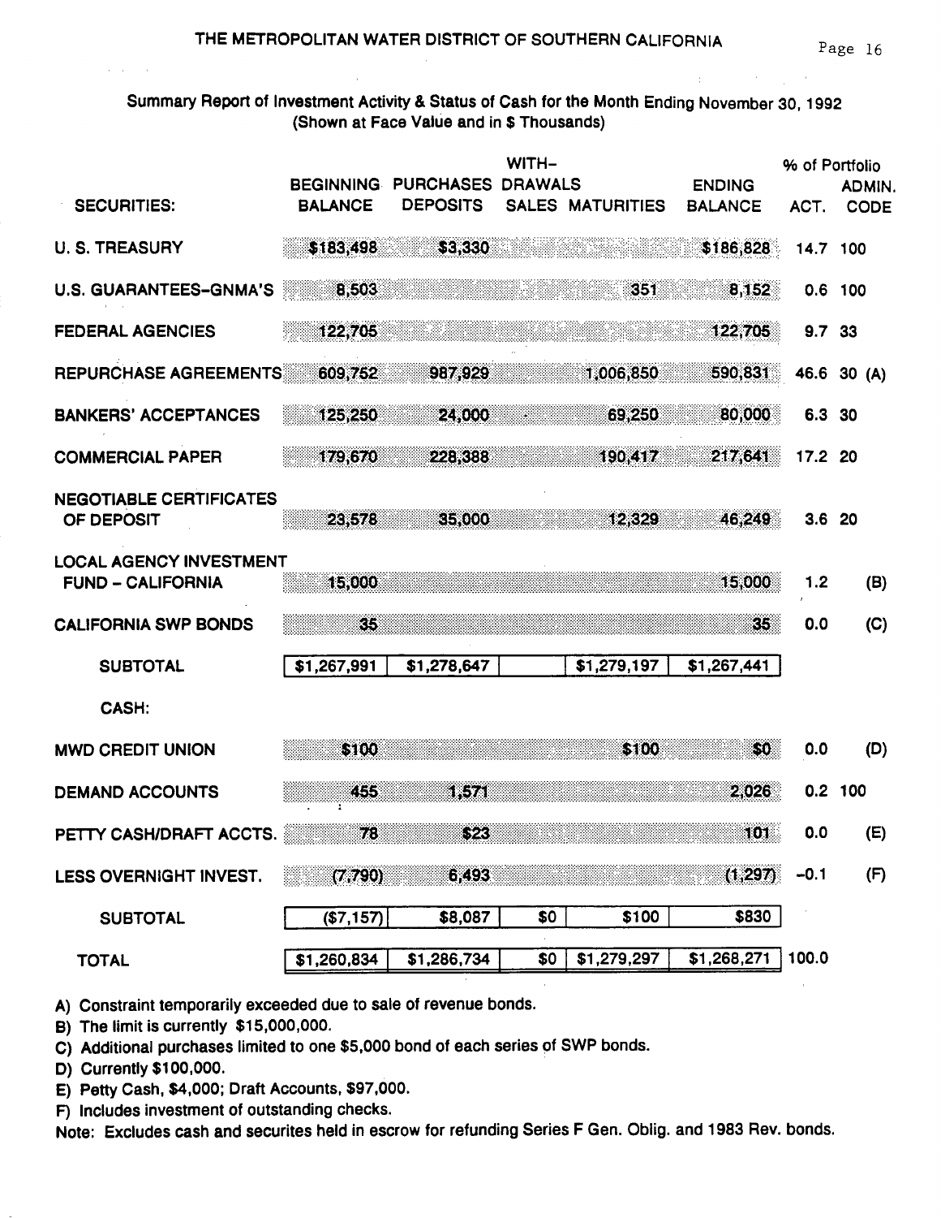# THE METROPOLITAN WATER DISTRICT OF SOUTHERN CALIFORNIA

## Summary Report of Investment Activity & Status of Cash for the Month Ending November 30, 1992
(Shown at Face Value and in $ Thousands)

| SECURITIES: | BEGINNING BALANCE | PURCHASES DEPOSITS | WITH-DRAWALS SALES | MATURITIES | ENDING BALANCE | % of Portfolio ACT. | ADMIN. CODE |
|---|---|---|---|---|---|---|---|
| U. S. TREASURY | $183,498 | $3,330 | | | $186,828 | 14.7 | 100 |
| U.S. GUARANTEES–GNMA'S | 8,503 | | | 351 | 8,152 | 0.6 | 100 |
| FEDERAL AGENCIES | 122,705 | | | | 122,705 | 9.7 | 33 |
| REPURCHASE AGREEMENTS | 609,752 | 987,929 | | 1,006,850 | 590,831 | 46.6 | 30 (A) |
| BANKERS' ACCEPTANCES | 125,250 | 24,000 | | 69,250 | 80,000 | 6.3 | 30 |
| COMMERCIAL PAPER | 179,670 | 228,388 | | 190,417 | 217,641 | 17.2 | 20 |
| NEGOTIABLE CERTIFICATES OF DEPOSIT | 23,578 | 35,000 | | 12,329 | 46,249 | 3.6 | 20 |
| LOCAL AGENCY INVESTMENT FUND – CALIFORNIA | 15,000 | | | | 15,000 | 1.2 | (B) |
| CALIFORNIA SWP BONDS | 35 | | | | 35 | 0.0 | (C) |
| SUBTOTAL | $1,267,991 | $1,278,647 | | $1,279,197 | $1,267,441 | | |
| CASH: | | | | | | | |
| MWD CREDIT UNION | $100 | | | $100 | $0 | 0.0 | (D) |
| DEMAND ACCOUNTS | 455 | 1,571 | | | 2,026 | 0.2 | 100 |
| PETTY CASH/DRAFT ACCTS. | 78 | $23 | | | 101 | 0.0 | (E) |
| LESS OVERNIGHT INVEST. | (7,790) | 6,493 | | | (1,297) | -0.1 | (F) |
| SUBTOTAL | ($7,157) | $8,087 | $0 | $100 | $830 | | |
| TOTAL | $1,260,834 | $1,286,734 | $0 | $1,279,297 | $1,268,271 | 100.0 | |

A) Constraint temporarily exceeded due to sale of revenue bonds.
B) The limit is currently $15,000,000.
C) Additional purchases limited to one $5,000 bond of each series of SWP bonds.
D) Currently $100,000.
E) Petty Cash, $4,000; Draft Accounts, $97,000.
F) Includes investment of outstanding checks.
Note: Excludes cash and securites held in escrow for refunding Series F Gen. Oblig. and 1983 Rev. bonds.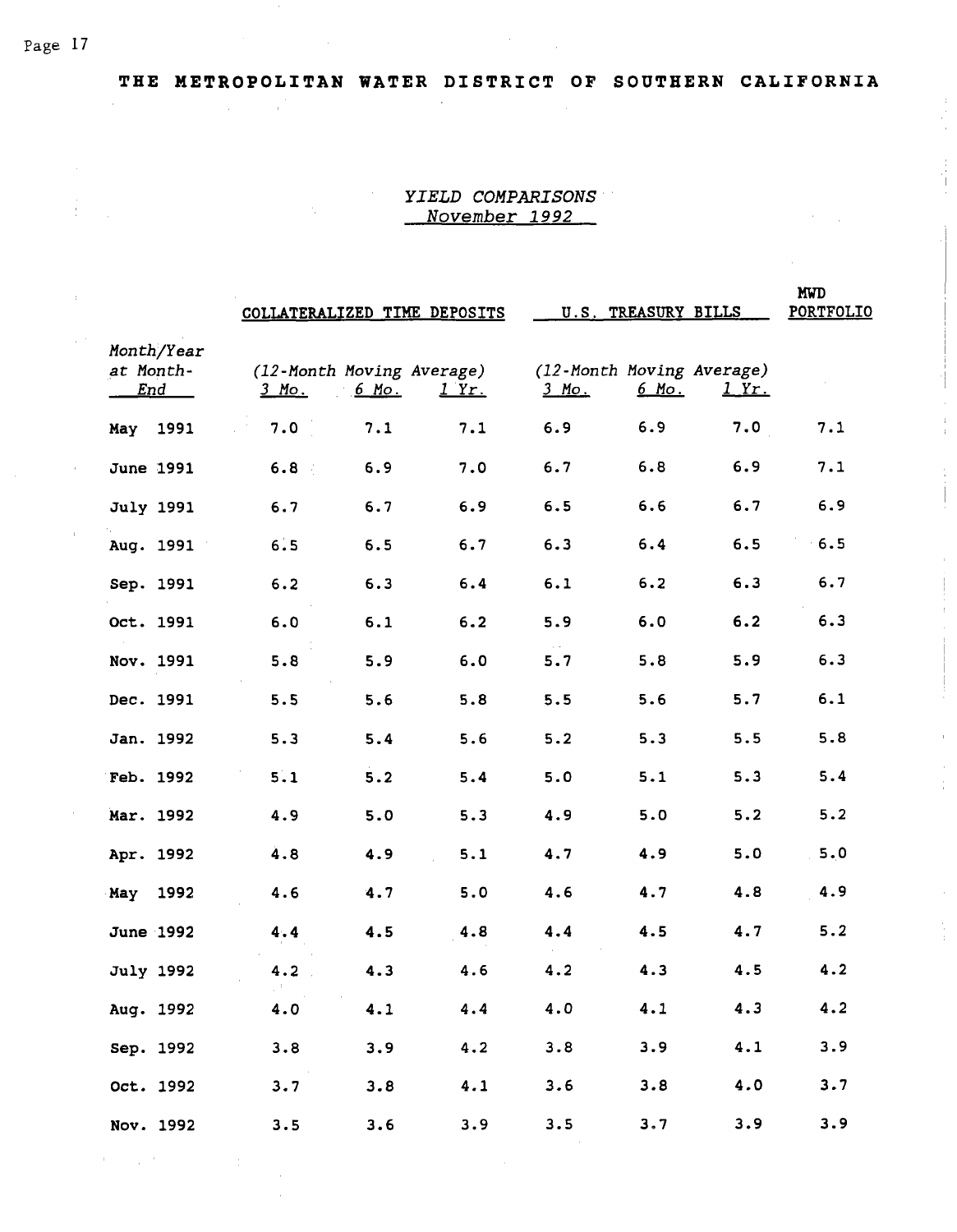# THE METROPOLITAN WATER DISTRICT OF SOUTHERN CALIFORNIA

## *YIELD COMPARISONS*
### *November 1992*

| *Month/Year at Month-End* | COLLATERALIZED TIME DEPOSITS *(12-Month Moving Average)* | | | U.S. TREASURY BILLS *(12-Month Moving Average)* | | | MWD PORTFOLIO |
|---|---|---|---|---|---|---|---|
| | *3 Mo.* | *6 Mo.* | *1 Yr.* | *3 Mo.* | *6 Mo.* | *1 Yr.* | |
| May 1991 | 7.0 | 7.1 | 7.1 | 6.9 | 6.9 | 7.0 | 7.1 |
| June 1991 | 6.8 | 6.9 | 7.0 | 6.7 | 6.8 | 6.9 | 7.1 |
| July 1991 | 6.7 | 6.7 | 6.9 | 6.5 | 6.6 | 6.7 | 6.9 |
| Aug. 1991 | 6.5 | 6.5 | 6.7 | 6.3 | 6.4 | 6.5 | 6.5 |
| Sep. 1991 | 6.2 | 6.3 | 6.4 | 6.1 | 6.2 | 6.3 | 6.7 |
| Oct. 1991 | 6.0 | 6.1 | 6.2 | 5.9 | 6.0 | 6.2 | 6.3 |
| Nov. 1991 | 5.8 | 5.9 | 6.0 | 5.7 | 5.8 | 5.9 | 6.3 |
| Dec. 1991 | 5.5 | 5.6 | 5.8 | 5.5 | 5.6 | 5.7 | 6.1 |
| Jan. 1992 | 5.3 | 5.4 | 5.6 | 5.2 | 5.3 | 5.5 | 5.8 |
| Feb. 1992 | 5.1 | 5.2 | 5.4 | 5.0 | 5.1 | 5.3 | 5.4 |
| Mar. 1992 | 4.9 | 5.0 | 5.3 | 4.9 | 5.0 | 5.2 | 5.2 |
| Apr. 1992 | 4.8 | 4.9 | 5.1 | 4.7 | 4.9 | 5.0 | 5.0 |
| May 1992 | 4.6 | 4.7 | 5.0 | 4.6 | 4.7 | 4.8 | 4.9 |
| June 1992 | 4.4 | 4.5 | 4.8 | 4.4 | 4.5 | 4.7 | 5.2 |
| July 1992 | 4.2 | 4.3 | 4.6 | 4.2 | 4.3 | 4.5 | 4.2 |
| Aug. 1992 | 4.0 | 4.1 | 4.4 | 4.0 | 4.1 | 4.3 | 4.2 |
| Sep. 1992 | 3.8 | 3.9 | 4.2 | 3.8 | 3.9 | 4.1 | 3.9 |
| Oct. 1992 | 3.7 | 3.8 | 4.1 | 3.6 | 3.8 | 4.0 | 3.7 |
| Nov. 1992 | 3.5 | 3.6 | 3.9 | 3.5 | 3.7 | 3.9 | 3.9 |